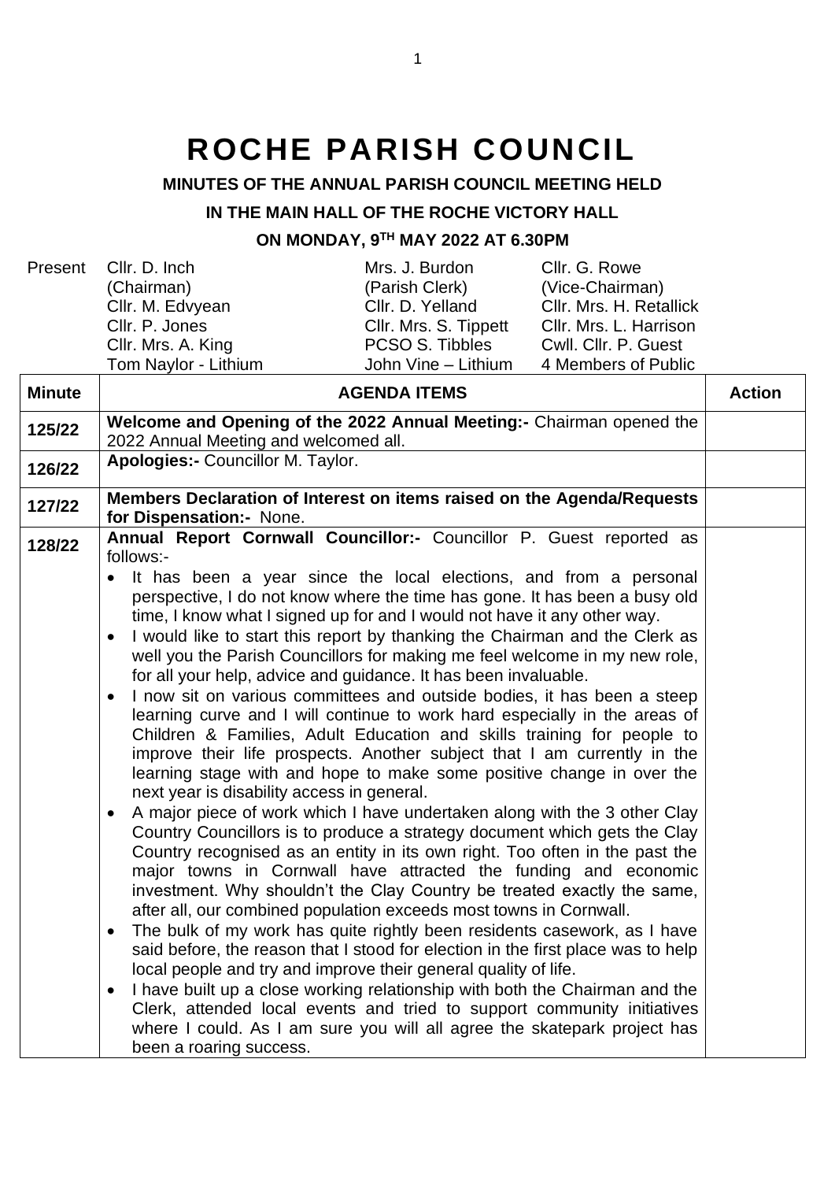# ROCHE PARISH COUNCIL

**MINUTES OF THE ANNUAL PARISH COUNCIL MEETING HELD**

**IN THE MAIN HALL OF THE ROCHE VICTORY HALL**

**ON MONDAY, 9TH MAY 2022 AT 6.30PM**

| Present | | | |
|---|---|---|---|
| | Cllr. D. Inch (Chairman) | Mrs. J. Burdon (Parish Clerk) | Cllr. G. Rowe (Vice-Chairman) |
| | Cllr. M. Edvyean | Cllr. D. Yelland | Cllr. Mrs. H. Retallick |
| | Cllr. P. Jones | Cllr. Mrs. S. Tippett | Cllr. Mrs. L. Harrison |
| | Cllr. Mrs. A. King | PCSO S. Tibbles | Cwll. Cllr. P. Guest |
| | Tom Naylor - Lithium | John Vine – Lithium | 4 Members of Public |

| Minute | AGENDA ITEMS | Action |
|---|---|---|
| 125/22 | **Welcome and Opening of the 2022 Annual Meeting:-** Chairman opened the 2022 Annual Meeting and welcomed all. | |
| 126/22 | **Apologies:-** Councillor M. Taylor. | |
| 127/22 | **Members Declaration of Interest on items raised on the Agenda/Requests for Dispensation:-** None. | |
| 128/22 | **Annual Report Cornwall Councillor:-** Councillor P. Guest reported as follows:-<br>• It has been a year since the local elections, and from a personal perspective, I do not know where the time has gone. It has been a busy old time, I know what I signed up for and I would not have it any other way.<br>• I would like to start this report by thanking the Chairman and the Clerk as well you the Parish Councillors for making me feel welcome in my new role, for all your help, advice and guidance. It has been invaluable.<br>• I now sit on various committees and outside bodies, it has been a steep learning curve and I will continue to work hard especially in the areas of Children & Families, Adult Education and skills training for people to improve their life prospects. Another subject that I am currently in the learning stage with and hope to make some positive change in over the next year is disability access in general.<br>• A major piece of work which I have undertaken along with the 3 other Clay Country Councillors is to produce a strategy document which gets the Clay Country recognised as an entity in its own right. Too often in the past the major towns in Cornwall have attracted the funding and economic investment. Why shouldn't the Clay Country be treated exactly the same, after all, our combined population exceeds most towns in Cornwall.<br>• The bulk of my work has quite rightly been residents casework, as I have said before, the reason that I stood for election in the first place was to help local people and try and improve their general quality of life.<br>• I have built up a close working relationship with both the Chairman and the Clerk, attended local events and tried to support community initiatives where I could. As I am sure you will all agree the skatepark project has been a roaring success. | |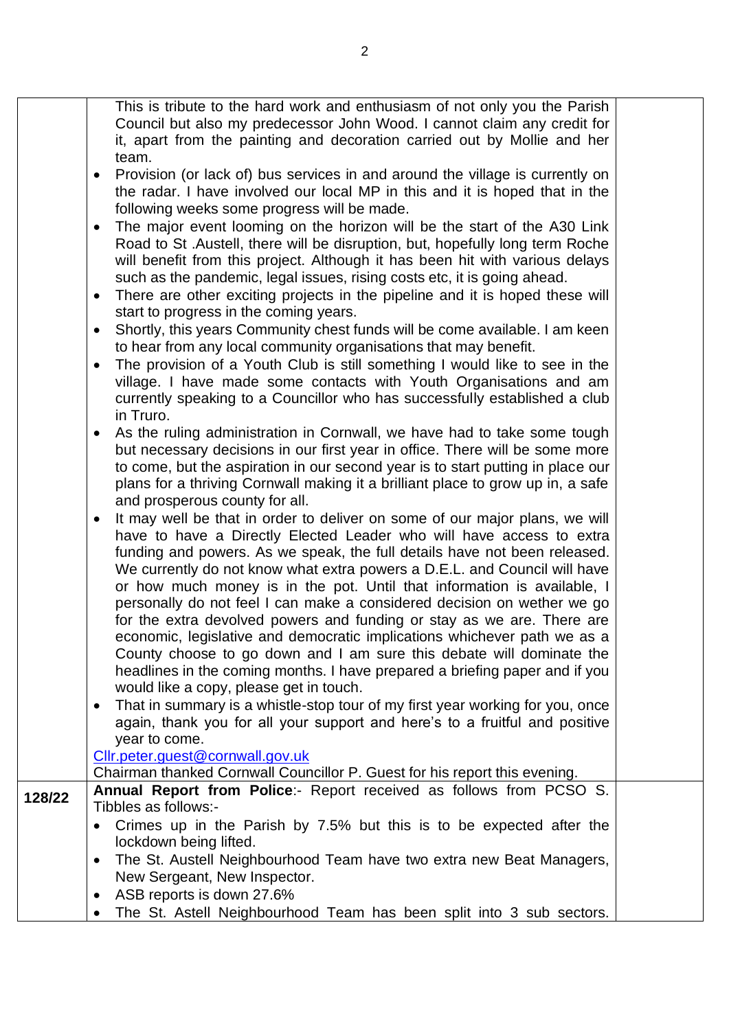|  |  |  |
|---|---|---|
|  | This is tribute to the hard work and enthusiasm of not only you the Parish Council but also my predecessor John Wood. I cannot claim any credit for it, apart from the painting and decoration carried out by Mollie and her team.<br>• Provision (or lack of) bus services in and around the village is currently on the radar. I have involved our local MP in this and it is hoped that in the following weeks some progress will be made.<br>• The major event looming on the horizon will be the start of the A30 Link Road to St .Austell, there will be disruption, but, hopefully long term Roche will benefit from this project. Although it has been hit with various delays such as the pandemic, legal issues, rising costs etc, it is going ahead.<br>• There are other exciting projects in the pipeline and it is hoped these will start to progress in the coming years.<br>• Shortly, this years Community chest funds will be come available. I am keen to hear from any local community organisations that may benefit.<br>• The provision of a Youth Club is still something I would like to see in the village. I have made some contacts with Youth Organisations and am currently speaking to a Councillor who has successfully established a club in Truro.<br>• As the ruling administration in Cornwall, we have had to take some tough but necessary decisions in our first year in office. There will be some more to come, but the aspiration in our second year is to start putting in place our plans for a thriving Cornwall making it a brilliant place to grow up in, a safe and prosperous county for all.<br>• It may well be that in order to deliver on some of our major plans, we will have to have a Directly Elected Leader who will have access to extra funding and powers. As we speak, the full details have not been released. We currently do not know what extra powers a D.E.L. and Council will have or how much money is in the pot. Until that information is available, I personally do not feel I can make a considered decision on wether we go for the extra devolved powers and funding or stay as we are. There are economic, legislative and democratic implications whichever path we as a County choose to go down and I am sure this debate will dominate the headlines in the coming months. I have prepared a briefing paper and if you would like a copy, please get in touch.<br>• That in summary is a whistle-stop tour of my first year working for you, once again, thank you for all your support and here's to a fruitful and positive year to come.<br>Cllr.peter.guest@cornwall.gov.uk<br>Chairman thanked Cornwall Councillor P. Guest for his report this evening. |  |
| **128/22** | **Annual Report from Police**:- Report received as follows from PCSO S. Tibbles as follows:-<br>• Crimes up in the Parish by 7.5% but this is to be expected after the lockdown being lifted.<br>• The St. Austell Neighbourhood Team have two extra new Beat Managers, New Sergeant, New Inspector.<br>• ASB reports is down 27.6%<br>• The St. Astell Neighbourhood Team has been split into 3 sub sectors. |  |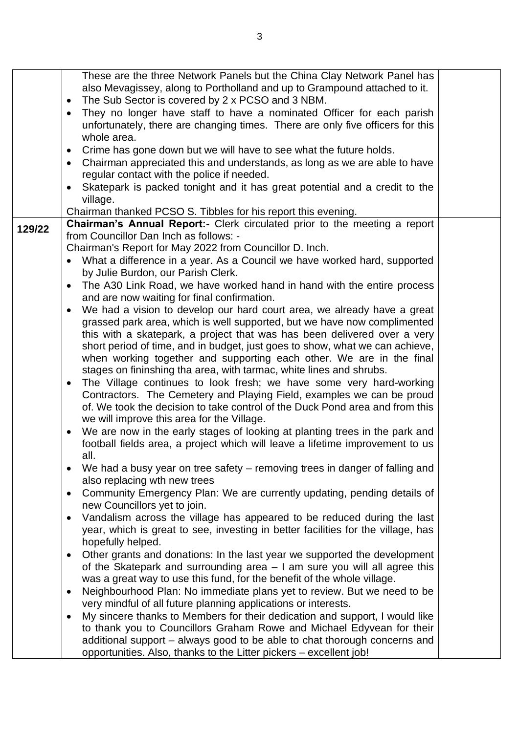| | | |
|---|---|---|
| | These are the three Network Panels but the China Clay Network Panel has also Mevagissey, along to Portholland and up to Grampound attached to it.<br>• The Sub Sector is covered by 2 x PCSO and 3 NBM.<br>• They no longer have staff to have a nominated Officer for each parish unfortunately, there are changing times. There are only five officers for this whole area.<br>• Crime has gone down but we will have to see what the future holds.<br>• Chairman appreciated this and understands, as long as we are able to have regular contact with the police if needed.<br>• Skatepark is packed tonight and it has great potential and a credit to the village.<br>Chairman thanked PCSO S. Tibbles for his report this evening. | |
| **129/22** | **Chairman's Annual Report:-** Clerk circulated prior to the meeting a report from Councillor Dan Inch as follows: -<br>Chairman's Report for May 2022 from Councillor D. Inch.<br>• What a difference in a year. As a Council we have worked hard, supported by Julie Burdon, our Parish Clerk.<br>• The A30 Link Road, we have worked hand in hand with the entire process and are now waiting for final confirmation.<br>• We had a vision to develop our hard court area, we already have a great grassed park area, which is well supported, but we have now complimented this with a skatepark, a project that was has been delivered over a very short period of time, and in budget, just goes to show, what we can achieve, when working together and supporting each other. We are in the final stages on fininshing tha area, with tarmac, white lines and shrubs.<br>• The Village continues to look fresh; we have some very hard-working Contractors. The Cemetery and Playing Field, examples we can be proud of. We took the decision to take control of the Duck Pond area and from this we will improve this area for the Village.<br>• We are now in the early stages of looking at planting trees in the park and football fields area, a project which will leave a lifetime improvement to us all.<br>• We had a busy year on tree safety – removing trees in danger of falling and also replacing wth new trees<br>• Community Emergency Plan: We are currently updating, pending details of new Councillors yet to join.<br>• Vandalism across the village has appeared to be reduced during the last year, which is great to see, investing in better facilities for the village, has hopefully helped.<br>• Other grants and donations: In the last year we supported the development of the Skatepark and surrounding area – I am sure you will all agree this was a great way to use this fund, for the benefit of the whole village.<br>• Neighbourhood Plan: No immediate plans yet to review. But we need to be very mindful of all future planning applications or interests.<br>• My sincere thanks to Members for their dedication and support, I would like to thank you to Councillors Graham Rowe and Michael Edyvean for their additional support – always good to be able to chat thorough concerns and opportunities. Also, thanks to the Litter pickers – excellent job! | |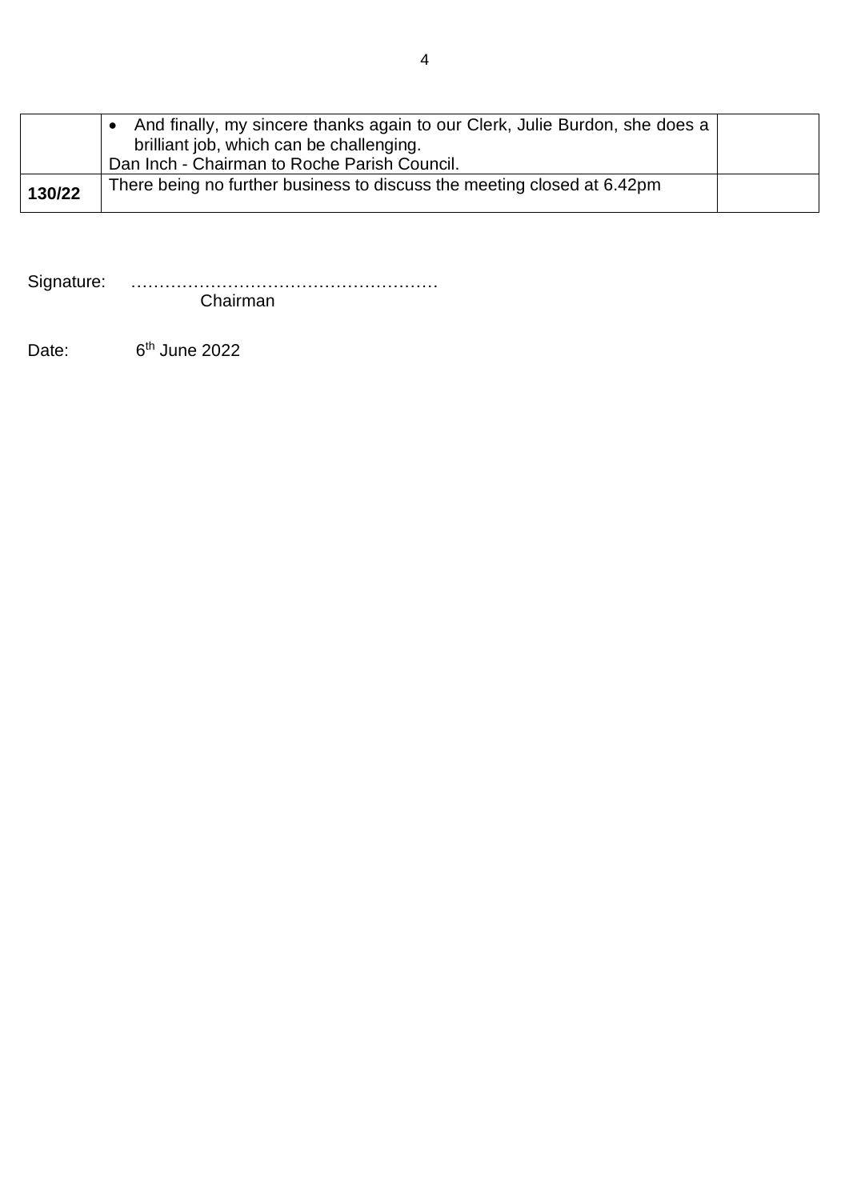| | | |
|---|---|---|
| | • And finally, my sincere thanks again to our Clerk, Julie Burdon, she does a brilliant job, which can be challenging.<br>Dan Inch - Chairman to Roche Parish Council. | |
| **130/22** | There being no further business to discuss the meeting closed at 6.42pm | |

Signature: ………………………………………………
Chairman

Date: 6th June 2022